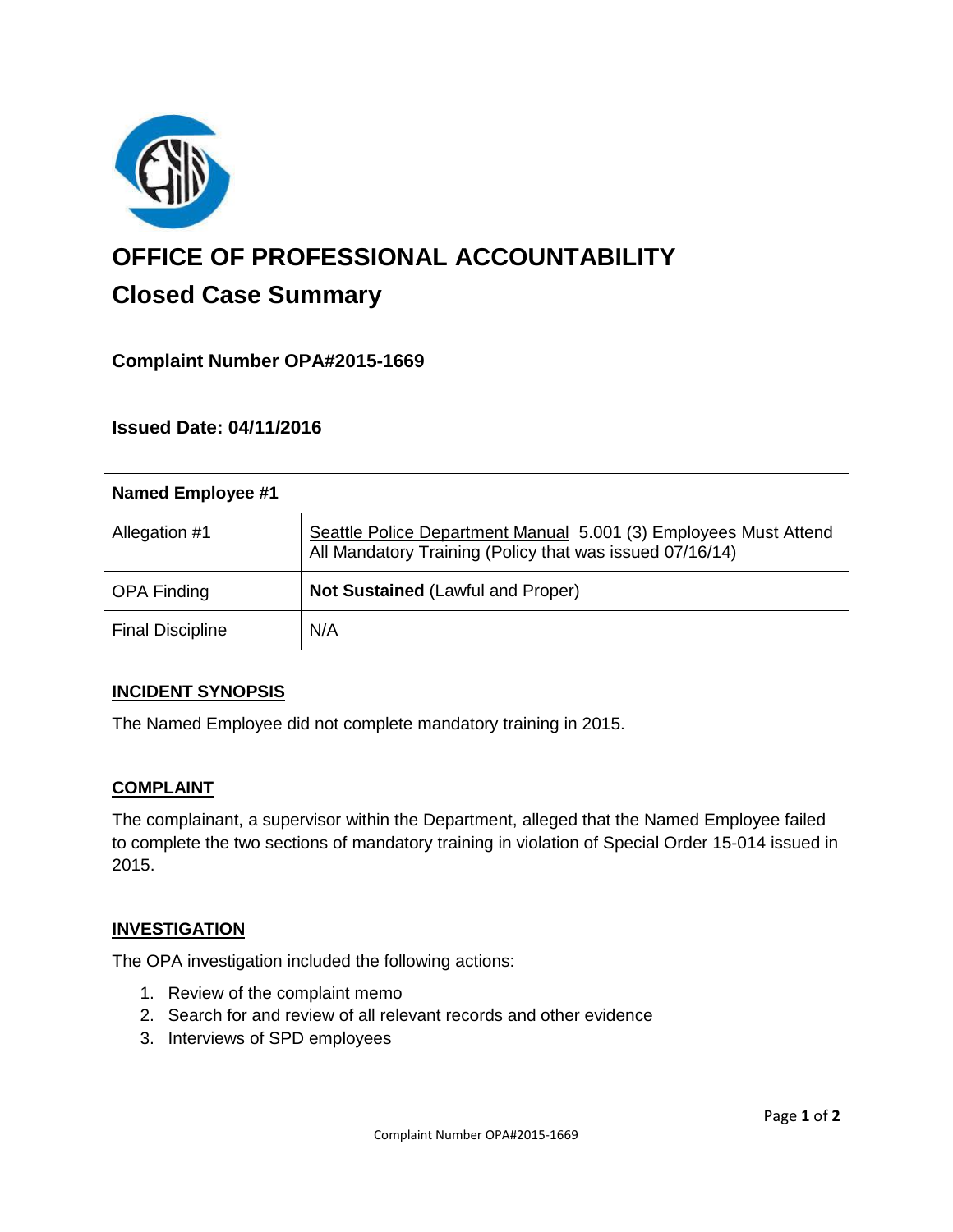# OFFICE OF PROFESSIONAL ACCOUNTABILITY

## Closed Case Summary

### Complaint Number OPA#2015-1669

### Issued Date: 04/11/2016

| Named Employee #1 | |
|---|---|
| Allegation #1 | Seattle Police Department Manual 5.001 (3) Employees Must Attend All Mandatory Training (Policy that was issued 07/16/14) |
| OPA Finding | **Not Sustained** (Lawful and Proper) |
| Final Discipline | N/A |

**INCIDENT SYNOPSIS**

The Named Employee did not complete mandatory training in 2015.

**COMPLAINT**

The complainant, a supervisor within the Department, alleged that the Named Employee failed to complete the two sections of mandatory training in violation of Special Order 15-014 issued in 2015.

**INVESTIGATION**

The OPA investigation included the following actions:

1. Review of the complaint memo
2. Search for and review of all relevant records and other evidence
3. Interviews of SPD employees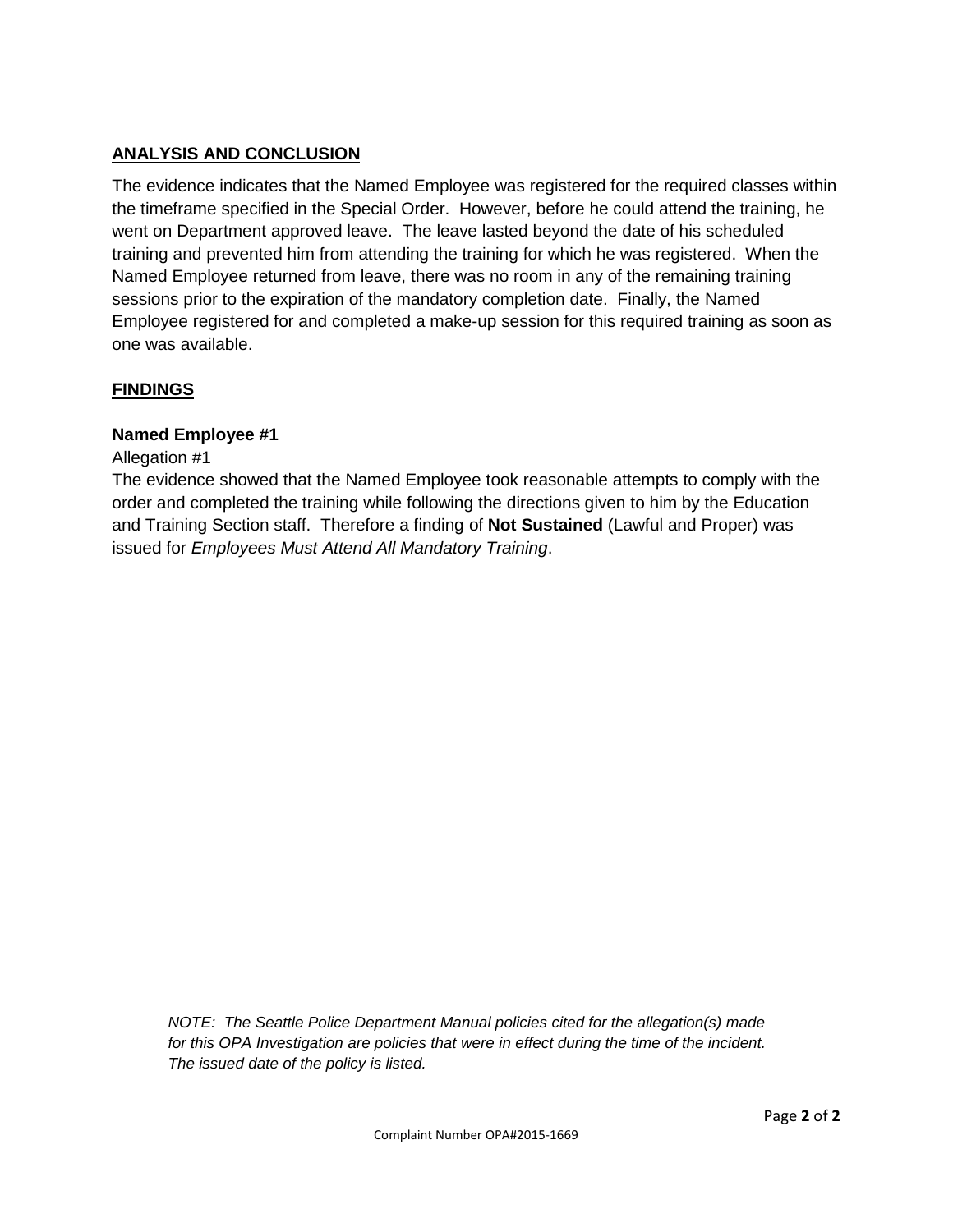## ANALYSIS AND CONCLUSION

The evidence indicates that the Named Employee was registered for the required classes within the timeframe specified in the Special Order. However, before he could attend the training, he went on Department approved leave. The leave lasted beyond the date of his scheduled training and prevented him from attending the training for which he was registered. When the Named Employee returned from leave, there was no room in any of the remaining training sessions prior to the expiration of the mandatory completion date. Finally, the Named Employee registered for and completed a make-up session for this required training as soon as one was available.

## FINDINGS

### Named Employee #1

Allegation #1

The evidence showed that the Named Employee took reasonable attempts to comply with the order and completed the training while following the directions given to him by the Education and Training Section staff. Therefore a finding of **Not Sustained** (Lawful and Proper) was issued for *Employees Must Attend All Mandatory Training*.

*NOTE: The Seattle Police Department Manual policies cited for the allegation(s) made for this OPA Investigation are policies that were in effect during the time of the incident. The issued date of the policy is listed.*

Complaint Number OPA#2015-1669